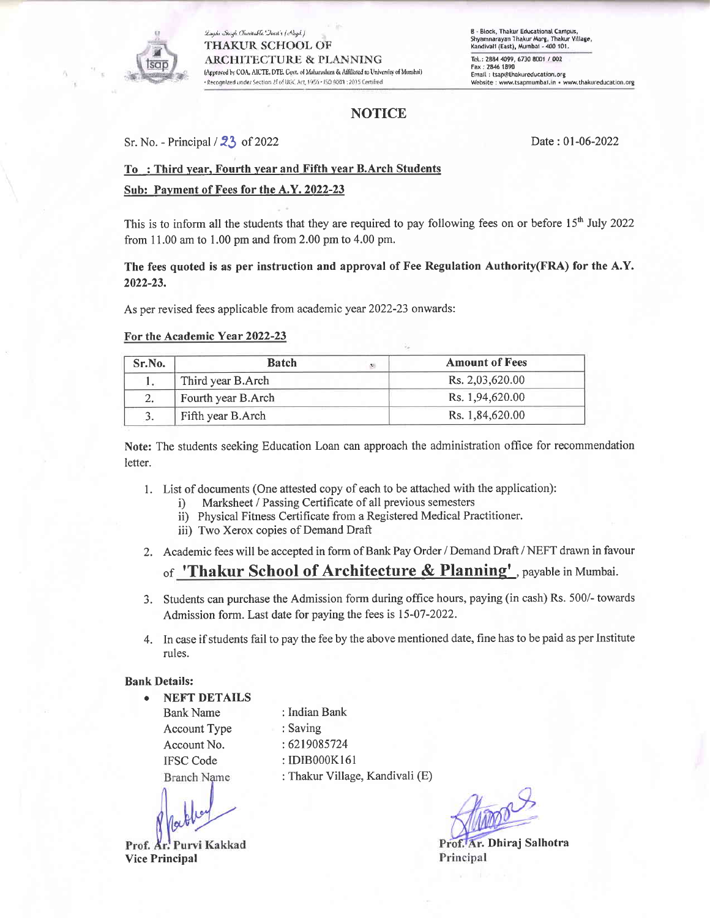Laxmi Singh Charitable Trust's (Regd.)
**THAKUR SCHOOL OF ARCHITECTURE & PLANNING**
(Approved by COA, AICTE, DTE, Govt. of Maharashtra & Affiliated to University of Mumbai)
• Recognized under Section 2f of UGC Act, 1956 • ISO 9001 : 2015 Certified

B - Block, Thakur Educational Campus, Shyamnarayan Thakur Marg, Thakur Village, Kandivali (East), Mumbai - 400 101.
Tel.: 2884 4099, 6730 8001 / 002
Fax : 2846 1890
Email : tsap@thakureducation.org
Website : www.tsapmumbai.in • www.thakureducation.org

# NOTICE

Sr. No. - Principal / 23 of 2022

Date : 01-06-2022

**To : Third year, Fourth year and Fifth year B.Arch Students**

**Sub: Payment of Fees for the A.Y. 2022-23**

This is to inform all the students that they are required to pay following fees on or before 15th July 2022 from 11.00 am to 1.00 pm and from 2.00 pm to 4.00 pm.

**The fees quoted is as per instruction and approval of Fee Regulation Authority(FRA) for the A.Y. 2022-23.**

As per revised fees applicable from academic year 2022-23 onwards:

**For the Academic Year 2022-23**

| Sr.No. | Batch | Amount of Fees |
|---|---|---|
| 1. | Third year B.Arch | Rs. 2,03,620.00 |
| 2. | Fourth year B.Arch | Rs. 1,94,620.00 |
| 3. | Fifth year B.Arch | Rs. 1,84,620.00 |

**Note:** The students seeking Education Loan can approach the administration office for recommendation letter.

1. List of documents (One attested copy of each to be attached with the application):
   i) Marksheet / Passing Certificate of all previous semesters
   ii) Physical Fitness Certificate from a Registered Medical Practitioner.
   iii) Two Xerox copies of Demand Draft
2. Academic fees will be accepted in form of Bank Pay Order / Demand Draft / NEFT drawn in favour of **'Thakur School of Architecture & Planning'**, payable in Mumbai.
3. Students can purchase the Admission form during office hours, paying (in cash) Rs. 500/- towards Admission form. Last date for paying the fees is 15-07-2022.
4. In case if students fail to pay the fee by the above mentioned date, fine has to be paid as per Institute rules.

**Bank Details:**

- **NEFT DETAILS**

  Bank Name : Indian Bank
  Account Type : Saving
  Account No. : 6219085724
  IFSC Code : IDIB000K161
  Branch Name : Thakur Village, Kandivali (E)

**Prof. Ar. Purvi Kakkad**
**Vice Principal**

**Prof. Ar. Dhiraj Salhotra**
**Principal**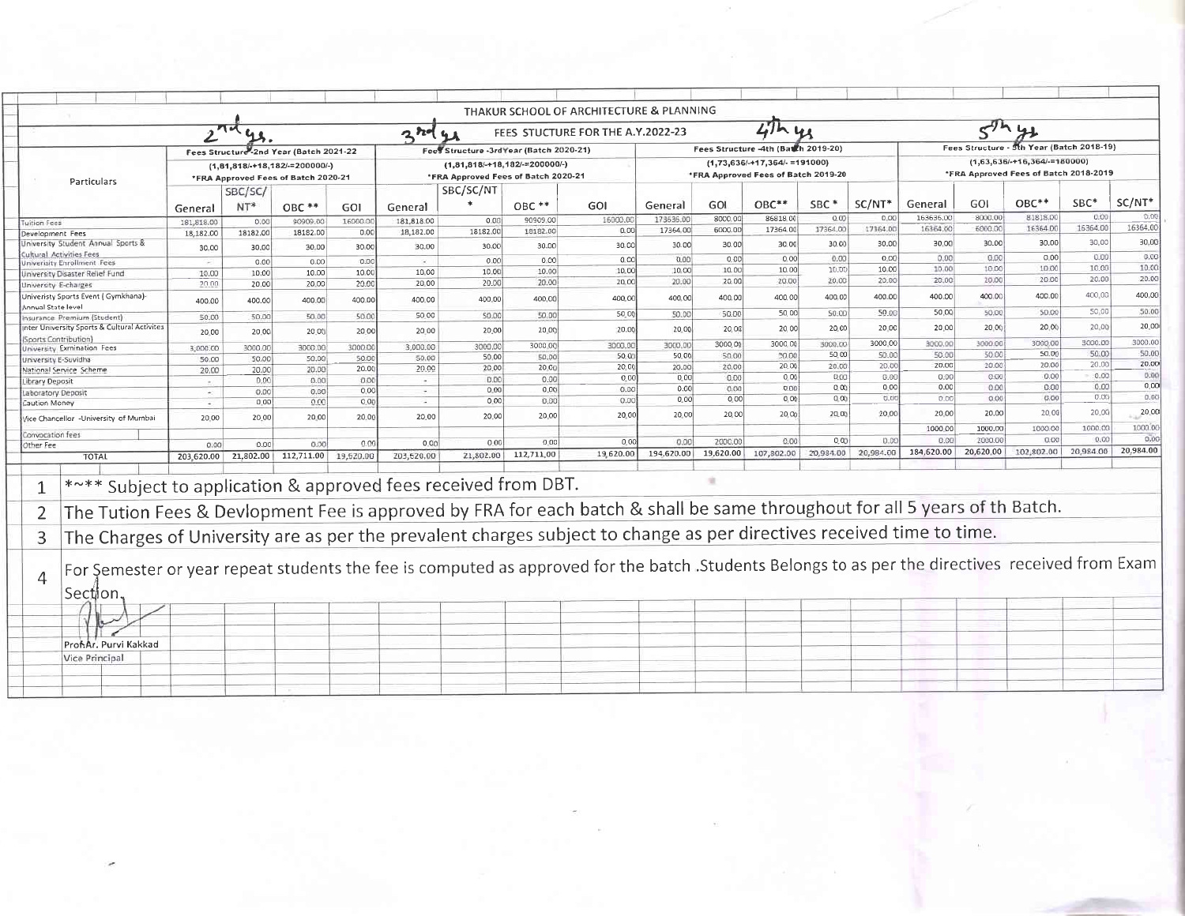# THAKUR SCHOOL OF ARCHITECTURE & PLANNING

## FEES STUCTURE FOR THE A.Y.2022-23

| Particulars | 2nd yr. Fees Structure -2nd Year (Batch 2021-22 (1,81,818/-+18,182/-=200000/-) *FRA Approved Fees of Batch 2020-21 | | | | 3rd yr Fees Structure -3rdYear (Batch 2020-21) (1,81,818/-+18,182/-=200000/-) *FRA Approved Fees of Batch 2020-21 | | | | 4th yr Fees Structure -4th (Batch 2019-20) (1,73,636/-+17,364/- =191000) *FRA Approved Fees of Batch 2019-20 | | | | | 5th yr Fees Structure - 5th Year (Batch 2018-19) (1,63,636/-+16,364/-=180000) *FRA Approved Fees of Batch 2018-2019 | | | | |
|---|---|---|---|---|---|---|---|---|---|---|---|---|---|---|---|---|---|---|
| | General | SBC/SC/NT* | OBC ** | GOI | General | SBC/SC/NT * | OBC ** | GOI | General | GOI | OBC** | SBC * | SC/NT* | General | GOI | OBC** | SBC* | SC/NT* |
| Tuition Fees | 181,818.00 | 0.00 | 90909.00 | 16000.00 | 181,818.00 | 0.00 | 90909.00 | 16000.00 | 173636.00 | 8000.00 | 86818.00 | 0.00 | 0.00 | 163636.00 | 8000.00 | 81818.00 | 0.00 | 0.00 |
| Development Fees | 18,182.00 | 18182.00 | 18182.00 | 0.00 | 18,182.00 | 18182.00 | 18182.00 | 0.00 | 17364.00 | 6000.00 | 17364.00 | 17364.00 | 17364.00 | 16364.00 | 6000.00 | 16364.00 | 16364.00 | 16364.00 |
| University Student Annual Sports & Cultural Activities Fees | 30.00 | 30.00 | 30.00 | 30.00 | 30.00 | 30.00 | 30.00 | 30.00 | 30.00 | 30.00 | 30.00 | 30.00 | 30.00 | 30.00 | 30.00 | 30.00 | 30.00 | 30.00 |
| University Enrollment Fees | - | 0.00 | 0.00 | 0.00 | - | 0.00 | 0.00 | 0.00 | 0.00 | 0.00 | 0.00 | 0.00 | 0.00 | 0.00 | 0.00 | 0.00 | 0.00 | 0.00 |
| University Disaster Relief Fund | 10.00 | 10.00 | 10.00 | 10.00 | 10.00 | 10.00 | 10.00 | 10.00 | 10.00 | 10.00 | 10.00 | 10.00 | 10.00 | 10.00 | 10.00 | 10.00 | 10.00 | 10.00 |
| University E-charges | 20.00 | 20.00 | 20.00 | 20.00 | 20.00 | 20.00 | 20.00 | 20.00 | 20.00 | 20.00 | 20.00 | 20.00 | 20.00 | 20.00 | 20.00 | 20.00 | 20.00 | 20.00 |
| Univeristy Sports Event ( Gymkhana)-Annual State level | 400.00 | 400.00 | 400.00 | 400.00 | 400.00 | 400.00 | 400.00 | 400.00 | 400.00 | 400.00 | 400.00 | 400.00 | 400.00 | 400.00 | 400.00 | 400.00 | 400.00 | 400.00 |
| Insurance Premium (Student) | 50.00 | 50.00 | 50.00 | 50.00 | 50.00 | 50.00 | 50.00 | 50.00 | 50.00 | 50.00 | 50.00 | 50.00 | 50.00 | 50.00 | 50.00 | 50.00 | 50.00 | 50.00 |
| Inter University Sports & Cultural Activites (Sports Contribution) | 20.00 | 20.00 | 20.00 | 20.00 | 20.00 | 20.00 | 20.00 | 20.00 | 20.00 | 20.00 | 20.00 | 20.00 | 20.00 | 20.00 | 20.00 | 20.00 | 20.00 | 20.00 |
| University Exmination Fees | 3,000.00 | 3000.00 | 3000.00 | 3000.00 | 3,000.00 | 3000.00 | 3000.00 | 3000.00 | 3000.00 | 3000.00 | 3000.00 | 3000.00 | 3000.00 | 3000.00 | 3000.00 | 3000.00 | 3000.00 | 3000.00 |
| University E-Suvidha | 50.00 | 50.00 | 50.00 | 50.00 | 50.00 | 50.00 | 50.00 | 50.00 | 50.00 | 50.00 | 50.00 | 50.00 | 50.00 | 50.00 | 50.00 | 50.00 | 50.00 | 50.00 |
| National Service Scheme | 20.00 | 20.00 | 20.00 | 20.00 | 20.00 | 20.00 | 20.00 | 20.00 | 20.00 | 20.00 | 20.00 | 20.00 | 20.00 | 20.00 | 20.00 | 20.00 | 20.00 | 20.00 |
| Library Deposit | - | 0.00 | 0.00 | 0.00 | - | 0.00 | 0.00 | 0.00 | 0.00 | 0.00 | 0.00 | 0.00 | 0.00 | 0.00 | 0.00 | 0.00 | 0.00 | 0.00 |
| Laboratory Deposit | - | 0.00 | 0.00 | 0.00 | - | 0.00 | 0.00 | 0.00 | 0.00 | 0.00 | 0.00 | 0.00 | 0.00 | 0.00 | 0.00 | 0.00 | 0.00 | 0.00 |
| Caution Money | - | 0.00 | 0.00 | 0.00 | - | 0.00 | 0.00 | 0.00 | 0.00 | 0.00 | 0.00 | 0.00 | 0.00 | 0.00 | 0.00 | 0.00 | 0.00 | 0.00 |
| Vice Chancellor -University of Mumbai | 20.00 | 20.00 | 20.00 | 20.00 | 20.00 | 20.00 | 20.00 | 20.00 | 20.00 | 20.00 | 20.00 | 20.00 | 20.00 | 20.00 | 20.00 | 20.00 | 20.00 | 20.00 |
| Convocation fees | | | | | | | | | | | | | | 1000.00 | 1000.00 | 1000.00 | 1000.00 | 1000.00 |
| Other Fee | 0.00 | 0.00 | 0.00 | 0.00 | 0.00 | 0.00 | 0.00 | 0.00 | 0.00 | 2000.00 | 0.00 | 0.00 | 0.00 | 0.00 | 2000.00 | 0.00 | 0.00 | 0.00 |
| TOTAL | 203,620.00 | 21,802.00 | 112,711.00 | 19,620.00 | 203,620.00 | 21,802.00 | 112,711.00 | 19,620.00 | 194,620.00 | 19,620.00 | 107,802.00 | 20,984.00 | 20,984.00 | 184,620.00 | 20,620.00 | 102,802.00 | 20,984.00 | 20,984.00 |

1. *~** Subject to application & approved fees received from DBT.
2. The Tution Fees & Devlopment Fee is approved by FRA for each batch & shall be same throughout for all 5 years of th Batch.
3. The Charges of University are as per the prevalent charges subject to change as per directives received time to time.
4. For Semester or year repeat students the fee is computed as approved for the batch .Students Belongs to as per the directives received from Exam Section.

Prof.Ar. Purvi Kakkad
Vice Principal